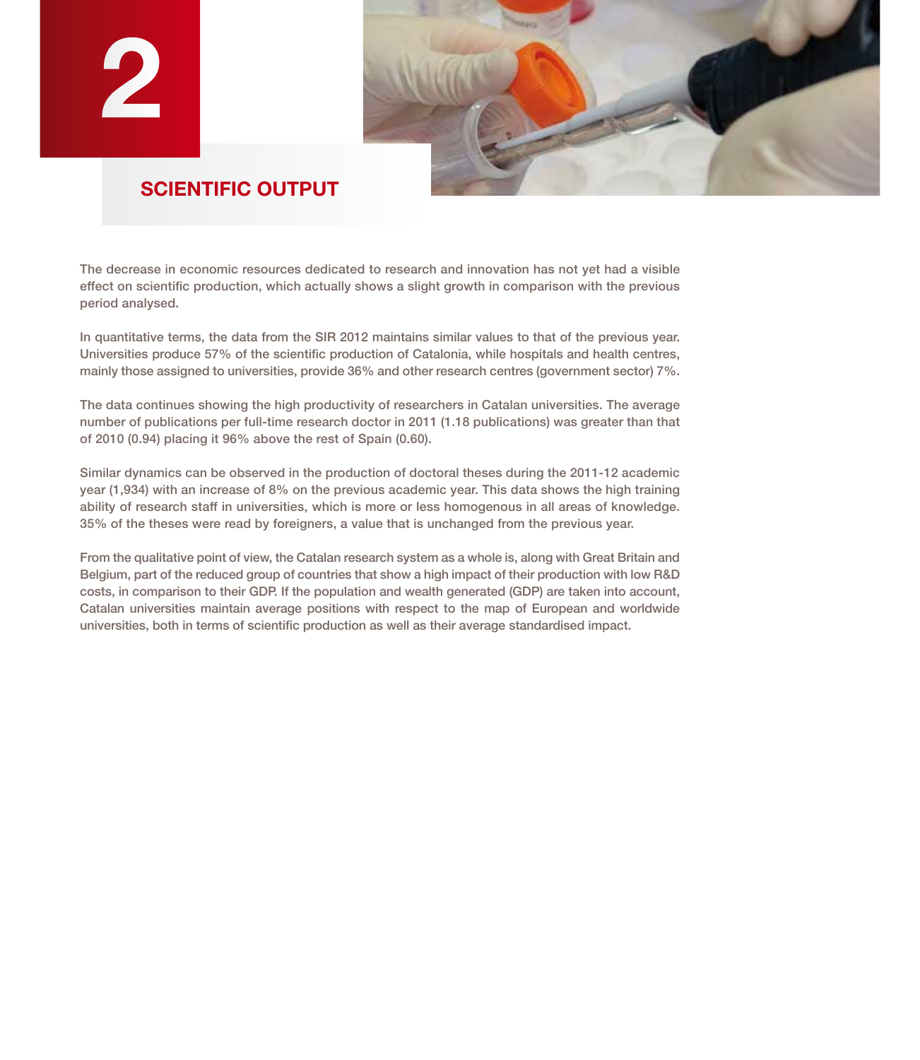# 2

## SCIENTIFIC OUTPUT

The decrease in economic resources dedicated to research and innovation has not yet had a visible effect on scientific production, which actually shows a slight growth in comparison with the previous period analysed.

In quantitative terms, the data from the SIR 2012 maintains similar values to that of the previous year. Universities produce 57% of the scientific production of Catalonia, while hospitals and health centres, mainly those assigned to universities, provide 36% and other research centres (government sector) 7%.

The data continues showing the high productivity of researchers in Catalan universities. The average number of publications per full-time research doctor in 2011 (1.18 publications) was greater than that of 2010 (0.94) placing it 96% above the rest of Spain (0.60).

Similar dynamics can be observed in the production of doctoral theses during the 2011-12 academic year (1,934) with an increase of 8% on the previous academic year. This data shows the high training ability of research staff in universities, which is more or less homogenous in all areas of knowledge. 35% of the theses were read by foreigners, a value that is unchanged from the previous year.

From the qualitative point of view, the Catalan research system as a whole is, along with Great Britain and Belgium, part of the reduced group of countries that show a high impact of their production with low R&D costs, in comparison to their GDP. If the population and wealth generated (GDP) are taken into account, Catalan universities maintain average positions with respect to the map of European and worldwide universities, both in terms of scientific production as well as their average standardised impact.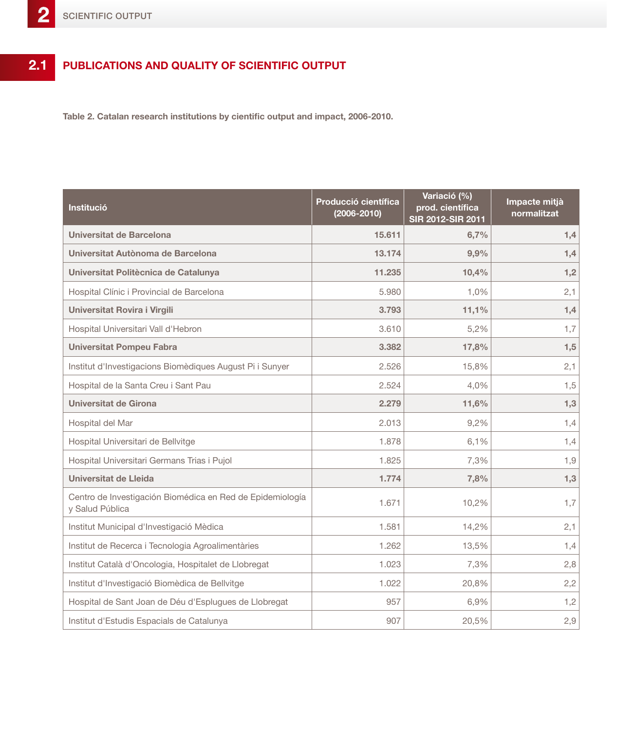## 2.1 PUBLICATIONS AND QUALITY OF SCIENTIFIC OUTPUT

**Table 2. Catalan research institutions by cientific output and impact, 2006-2010.**

| Institució | Producció científica (2006-2010) | Variació (%) prod. científica SIR 2012-SIR 2011 | Impacte mitjà normalitzat |
|---|---|---|---|
| **Universitat de Barcelona** | **15.611** | **6,7%** | **1,4** |
| **Universitat Autònoma de Barcelona** | **13.174** | **9,9%** | **1,4** |
| **Universitat Politècnica de Catalunya** | **11.235** | **10,4%** | **1,2** |
| Hospital Clínic i Provincial de Barcelona | 5.980 | 1,0% | 2,1 |
| **Universitat Rovira i Virgili** | **3.793** | **11,1%** | **1,4** |
| Hospital Universitari Vall d'Hebron | 3.610 | 5,2% | 1,7 |
| **Universitat Pompeu Fabra** | **3.382** | **17,8%** | **1,5** |
| Institut d'Investigacions Biomèdiques August Pi i Sunyer | 2.526 | 15,8% | 2,1 |
| Hospital de la Santa Creu i Sant Pau | 2.524 | 4,0% | 1,5 |
| **Universitat de Girona** | **2.279** | **11,6%** | **1,3** |
| Hospital del Mar | 2.013 | 9,2% | 1,4 |
| Hospital Universitari de Bellvitge | 1.878 | 6,1% | 1,4 |
| Hospital Universitari Germans Trias i Pujol | 1.825 | 7,3% | 1,9 |
| **Universitat de Lleida** | **1.774** | **7,8%** | **1,3** |
| Centro de Investigación Biomédica en Red de Epidemiología y Salud Pública | 1.671 | 10,2% | 1,7 |
| Institut Municipal d'Investigació Mèdica | 1.581 | 14,2% | 2,1 |
| Institut de Recerca i Tecnologia Agroalimentàries | 1.262 | 13,5% | 1,4 |
| Institut Català d'Oncologia, Hospitalet de Llobregat | 1.023 | 7,3% | 2,8 |
| Institut d'Investigació Biomèdica de Bellvitge | 1.022 | 20,8% | 2,2 |
| Hospital de Sant Joan de Déu d'Esplugues de Llobregat | 957 | 6,9% | 1,2 |
| Institut d'Estudis Espacials de Catalunya | 907 | 20,5% | 2,9 |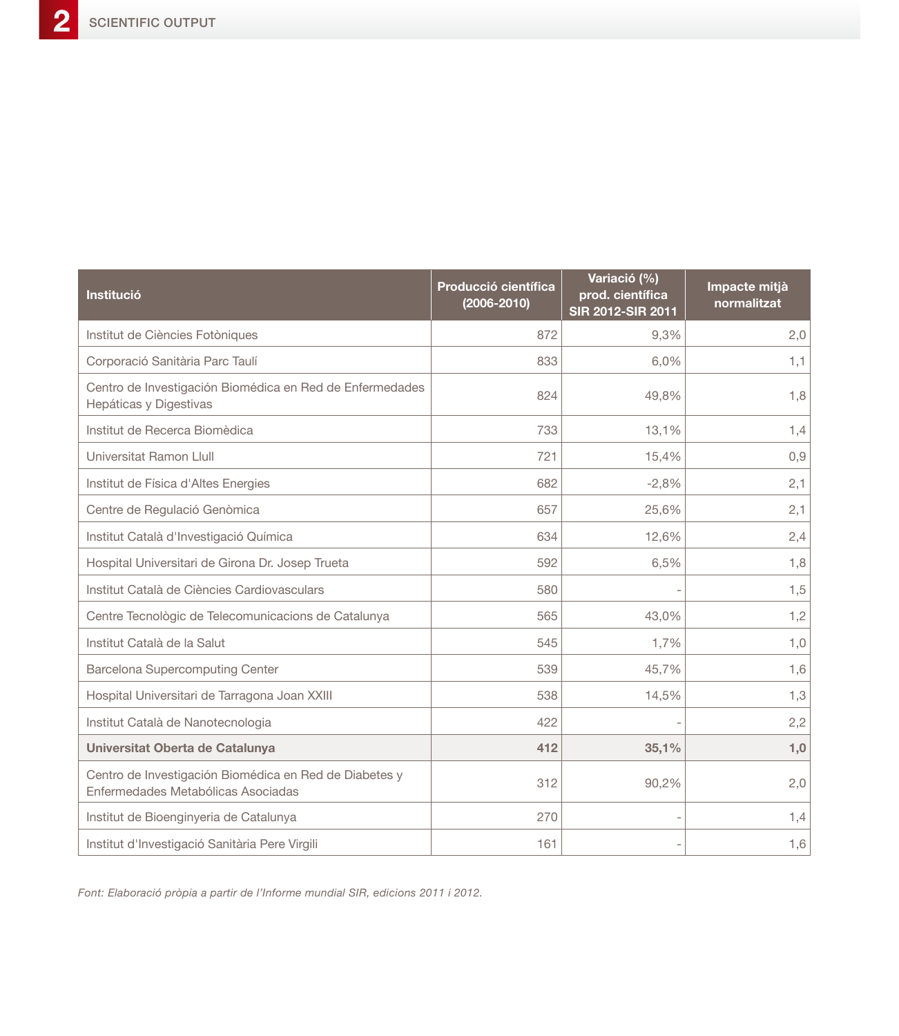| Institució | Producció científica (2006-2010) | Variació (%) prod. científica SIR 2012-SIR 2011 | Impacte mitjà normalitzat |
|---|---|---|---|
| Institut de Ciències Fotòniques | 872 | 9,3% | 2,0 |
| Corporació Sanitària Parc Taulí | 833 | 6,0% | 1,1 |
| Centro de Investigación Biomédica en Red de Enfermedades Hepáticas y Digestivas | 824 | 49,8% | 1,8 |
| Institut de Recerca Biomèdica | 733 | 13,1% | 1,4 |
| Universitat Ramon Llull | 721 | 15,4% | 0,9 |
| Institut de Física d'Altes Energies | 682 | -2,8% | 2,1 |
| Centre de Regulació Genòmica | 657 | 25,6% | 2,1 |
| Institut Català d'Investigació Química | 634 | 12,6% | 2,4 |
| Hospital Universitari de Girona Dr. Josep Trueta | 592 | 6,5% | 1,8 |
| Institut Català de Ciències Cardiovasculars | 580 | - | 1,5 |
| Centre Tecnològic de Telecomunicacions de Catalunya | 565 | 43,0% | 1,2 |
| Institut Català de la Salut | 545 | 1,7% | 1,0 |
| Barcelona Supercomputing Center | 539 | 45,7% | 1,6 |
| Hospital Universitari de Tarragona Joan XXIII | 538 | 14,5% | 1,3 |
| Institut Català de Nanotecnologia | 422 | - | 2,2 |
| **Universitat Oberta de Catalunya** | **412** | **35,1%** | **1,0** |
| Centro de Investigación Biomédica en Red de Diabetes y Enfermedades Metabólicas Asociadas | 312 | 90,2% | 2,0 |
| Institut de Bioenginyeria de Catalunya | 270 | - | 1,4 |
| Institut d'Investigació Sanitària Pere Virgili | 161 | - | 1,6 |

*Font: Elaboració pròpia a partir de l'Informe mundial SIR, edicions 2011 i 2012.*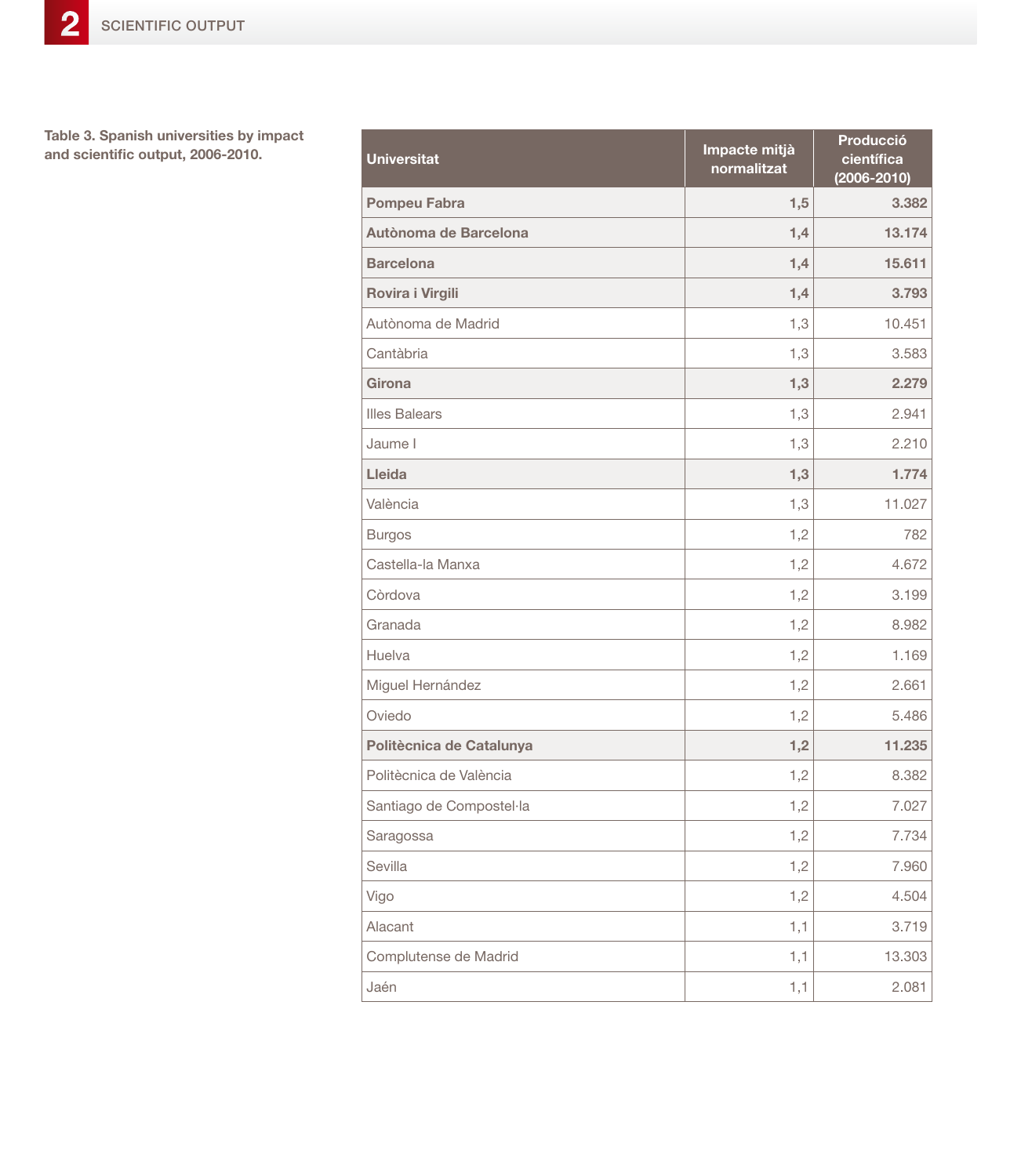**Table 3. Spanish universities by impact and scientific output, 2006-2010.**

| Universitat | Impacte mitjà normalitzat | Producció científica (2006-2010) |
|---|---:|---:|
| **Pompeu Fabra** | **1,5** | **3.382** |
| **Autònoma de Barcelona** | **1,4** | **13.174** |
| **Barcelona** | **1,4** | **15.611** |
| **Rovira i Virgili** | **1,4** | **3.793** |
| Autònoma de Madrid | 1,3 | 10.451 |
| Cantàbria | 1,3 | 3.583 |
| **Girona** | **1,3** | **2.279** |
| Illes Balears | 1,3 | 2.941 |
| Jaume I | 1,3 | 2.210 |
| **Lleida** | **1,3** | **1.774** |
| València | 1,3 | 11.027 |
| Burgos | 1,2 | 782 |
| Castella-la Manxa | 1,2 | 4.672 |
| Còrdova | 1,2 | 3.199 |
| Granada | 1,2 | 8.982 |
| Huelva | 1,2 | 1.169 |
| Miguel Hernández | 1,2 | 2.661 |
| Oviedo | 1,2 | 5.486 |
| **Politècnica de Catalunya** | **1,2** | **11.235** |
| Politècnica de València | 1,2 | 8.382 |
| Santiago de Compostel·la | 1,2 | 7.027 |
| Saragossa | 1,2 | 7.734 |
| Sevilla | 1,2 | 7.960 |
| Vigo | 1,2 | 4.504 |
| Alacant | 1,1 | 3.719 |
| Complutense de Madrid | 1,1 | 13.303 |
| Jaén | 1,1 | 2.081 |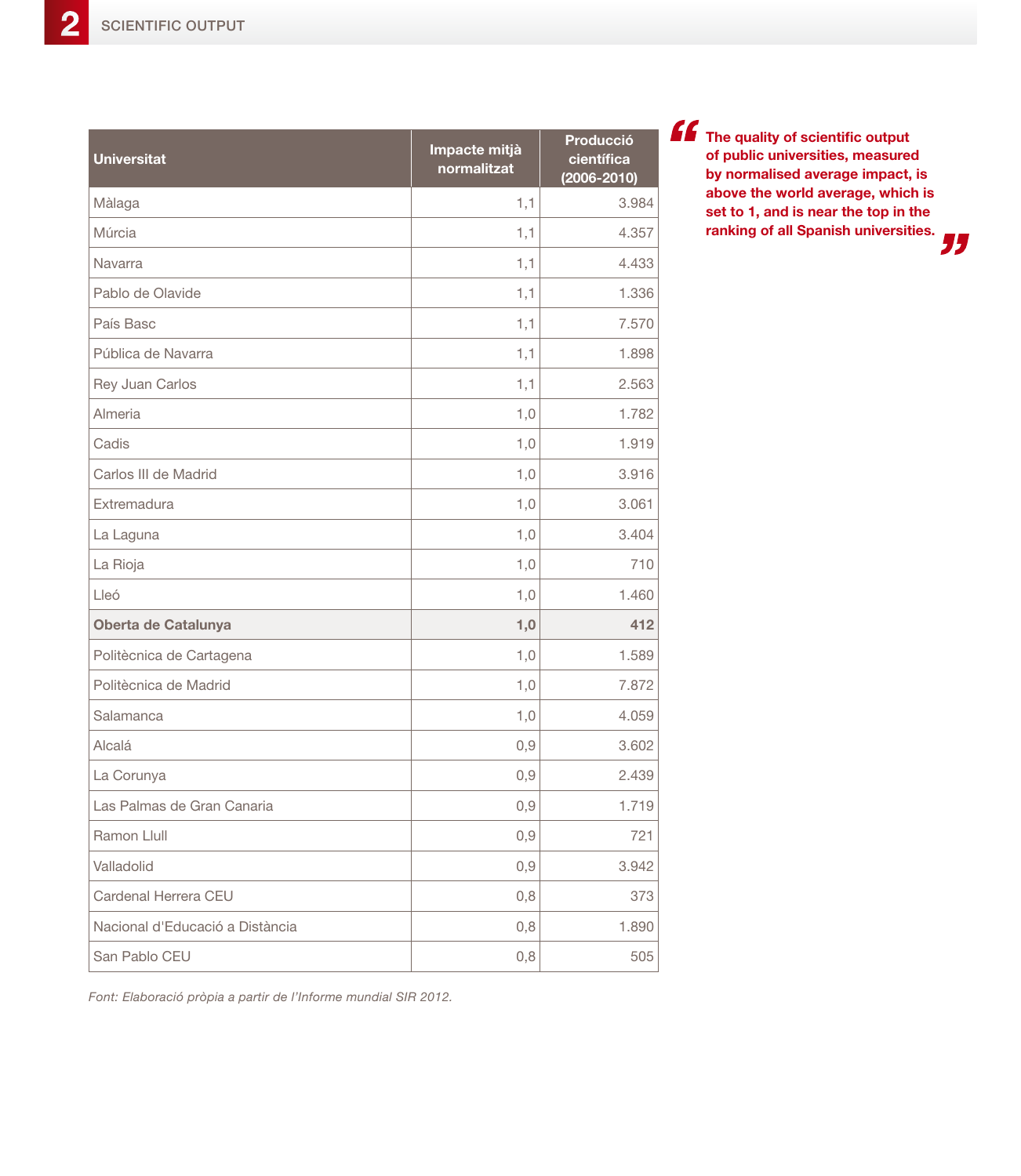| Universitat | Impacte mitjà normalitzat | Producció científica (2006-2010) |
|---|---:|---:|
| Màlaga | 1,1 | 3.984 |
| Múrcia | 1,1 | 4.357 |
| Navarra | 1,1 | 4.433 |
| Pablo de Olavide | 1,1 | 1.336 |
| País Basc | 1,1 | 7.570 |
| Pública de Navarra | 1,1 | 1.898 |
| Rey Juan Carlos | 1,1 | 2.563 |
| Almeria | 1,0 | 1.782 |
| Cadis | 1,0 | 1.919 |
| Carlos III de Madrid | 1,0 | 3.916 |
| Extremadura | 1,0 | 3.061 |
| La Laguna | 1,0 | 3.404 |
| La Rioja | 1,0 | 710 |
| Lleó | 1,0 | 1.460 |
| **Oberta de Catalunya** | **1,0** | **412** |
| Politècnica de Cartagena | 1,0 | 1.589 |
| Politècnica de Madrid | 1,0 | 7.872 |
| Salamanca | 1,0 | 4.059 |
| Alcalá | 0,9 | 3.602 |
| La Corunya | 0,9 | 2.439 |
| Las Palmas de Gran Canaria | 0,9 | 1.719 |
| Ramon Llull | 0,9 | 721 |
| Valladolid | 0,9 | 3.942 |
| Cardenal Herrera CEU | 0,8 | 373 |
| Nacional d'Educació a Distància | 0,8 | 1.890 |
| San Pablo CEU | 0,8 | 505 |

*Font: Elaboració pròpia a partir de l'Informe mundial SIR 2012.*

> **"The quality of scientific output of public universities, measured by normalised average impact, is above the world average, which is set to 1, and is near the top in the ranking of all Spanish universities."**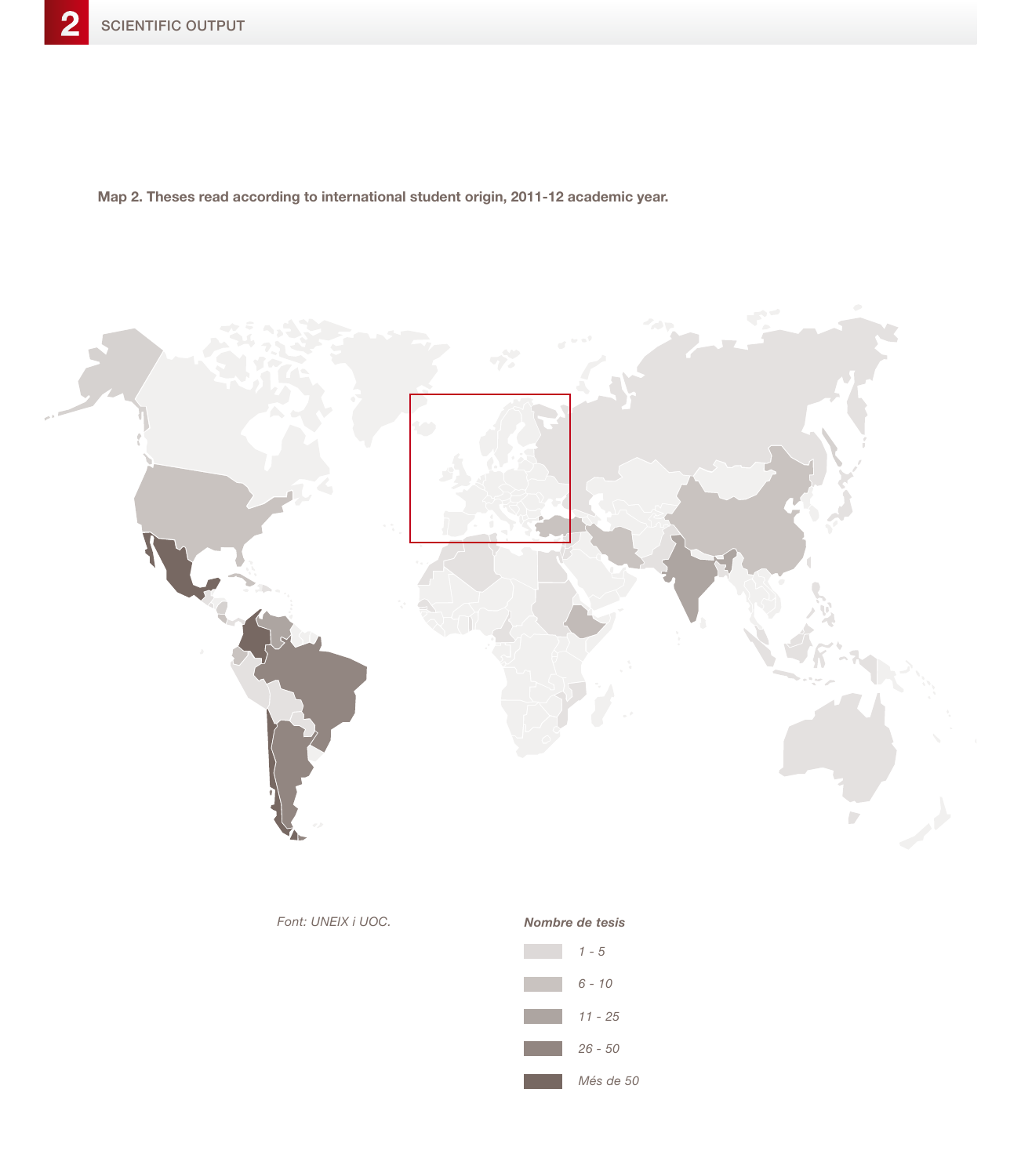**Map 2. Theses read according to international student origin, 2011-12 academic year.**

*Font: UNEIX i UOC.*

***Nombre de tesis***

- *1 - 5*
- *6 - 10*
- *11 - 25*
- *26 - 50*
- *Més de 50*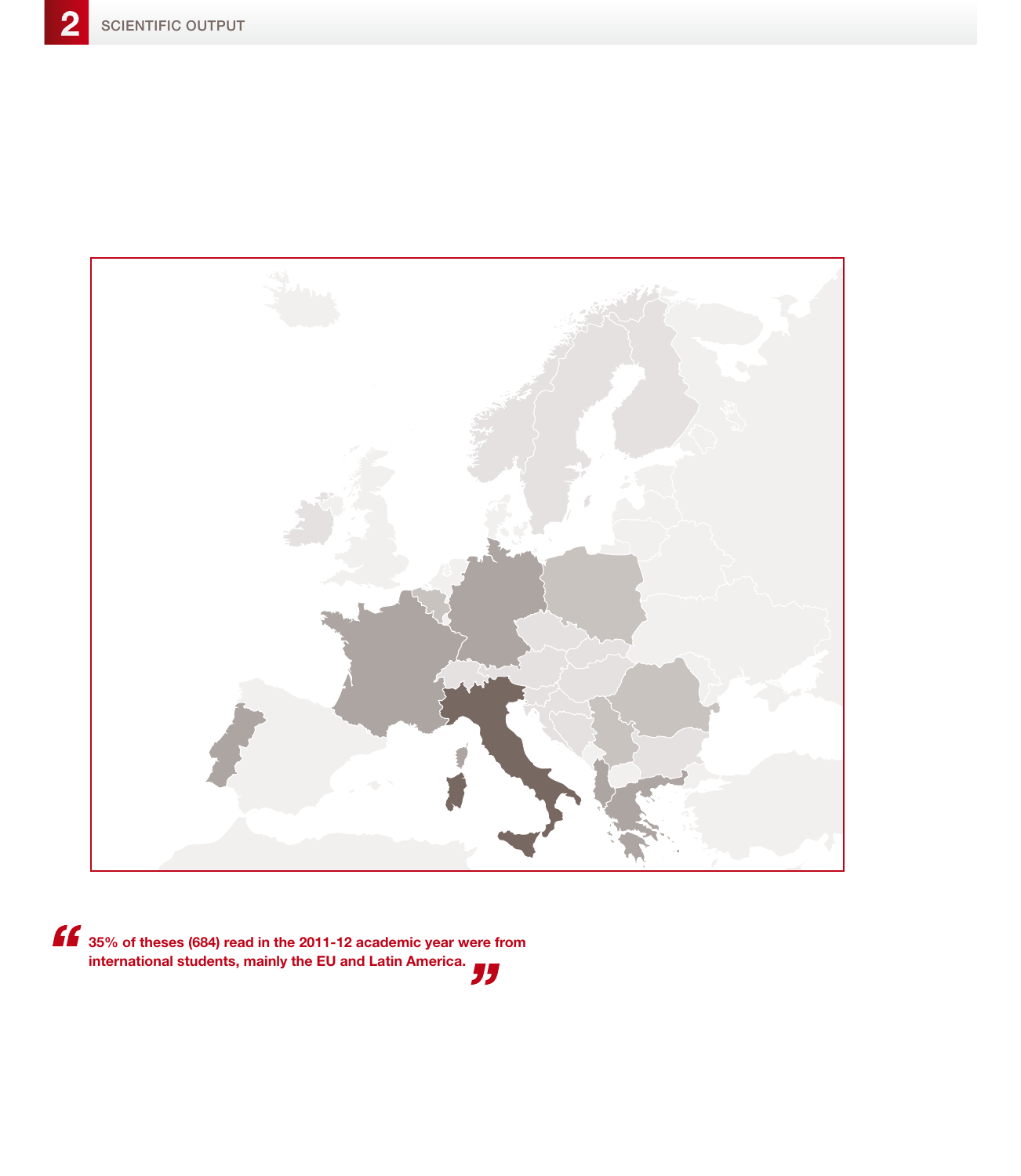35% of theses (684) read in the 2011-12 academic year were from international students, mainly the EU and Latin America.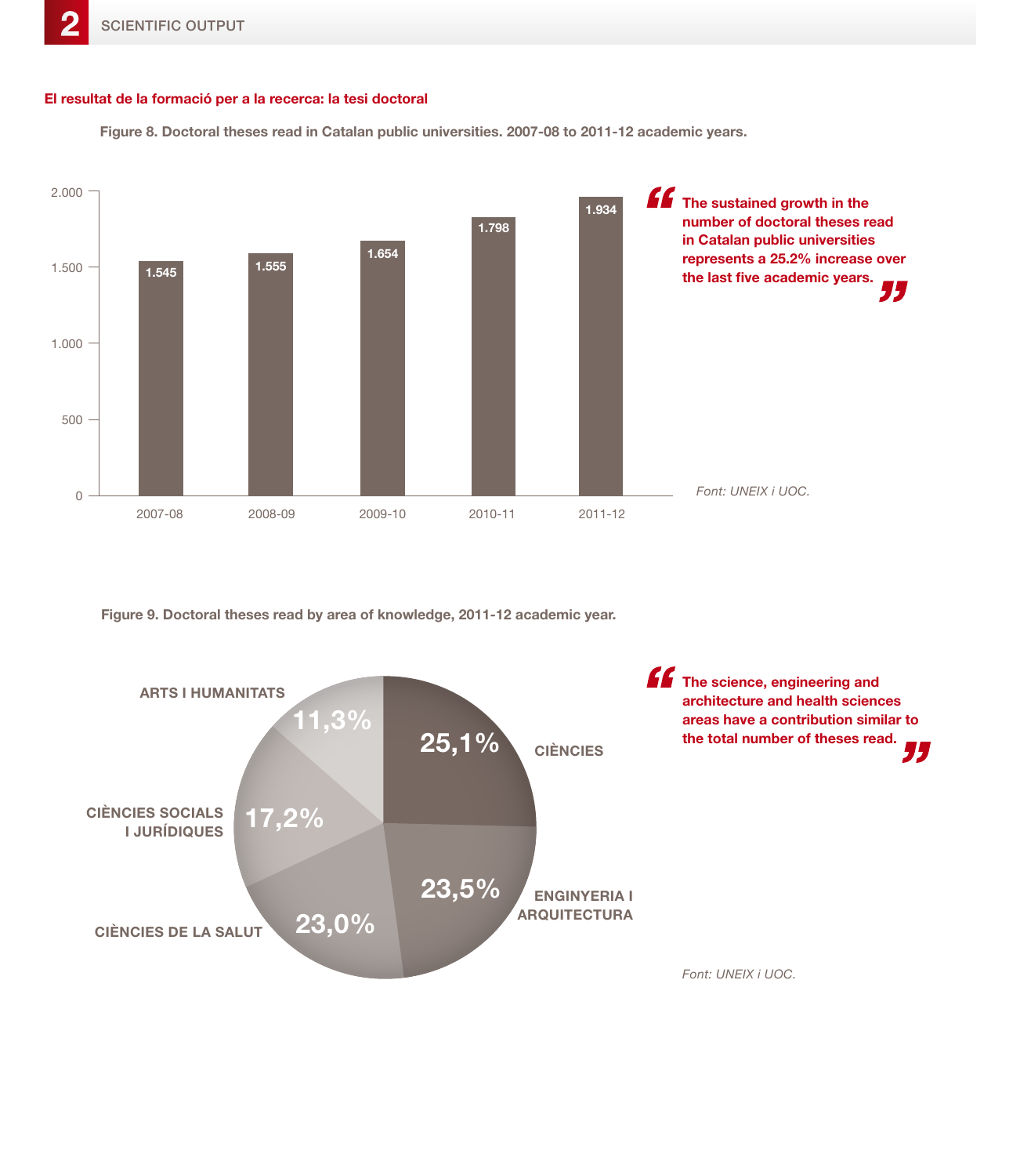## El resultat de la formació per a la recerca: la tesi doctoral

**Figure 8. Doctoral theses read in Catalan public universities. 2007-08 to 2011-12 academic years.**

| Academic year | Doctoral theses |
|---|---|
| 2007-08 | 1.545 |
| 2008-09 | 1.555 |
| 2009-10 | 1.654 |
| 2010-11 | 1.798 |
| 2011-12 | 1.934 |

> **The sustained growth in the number of doctoral theses read in Catalan public universities represents a 25.2% increase over the last five academic years.**

*Font: UNEIX i UOC.*

**Figure 9. Doctoral theses read by area of knowledge, 2011-12 academic year.**

| Area of knowledge | % |
|---|---|
| CIÈNCIES | 25,1% |
| ENGINYERIA I ARQUITECTURA | 23,5% |
| CIÈNCIES DE LA SALUT | 23,0% |
| CIÈNCIES SOCIALS I JURÍDIQUES | 17,2% |
| ARTS I HUMANITATS | 11,3% |

> **The science, engineering and architecture and health sciences areas have a contribution similar to the total number of theses read.**

*Font: UNEIX i UOC.*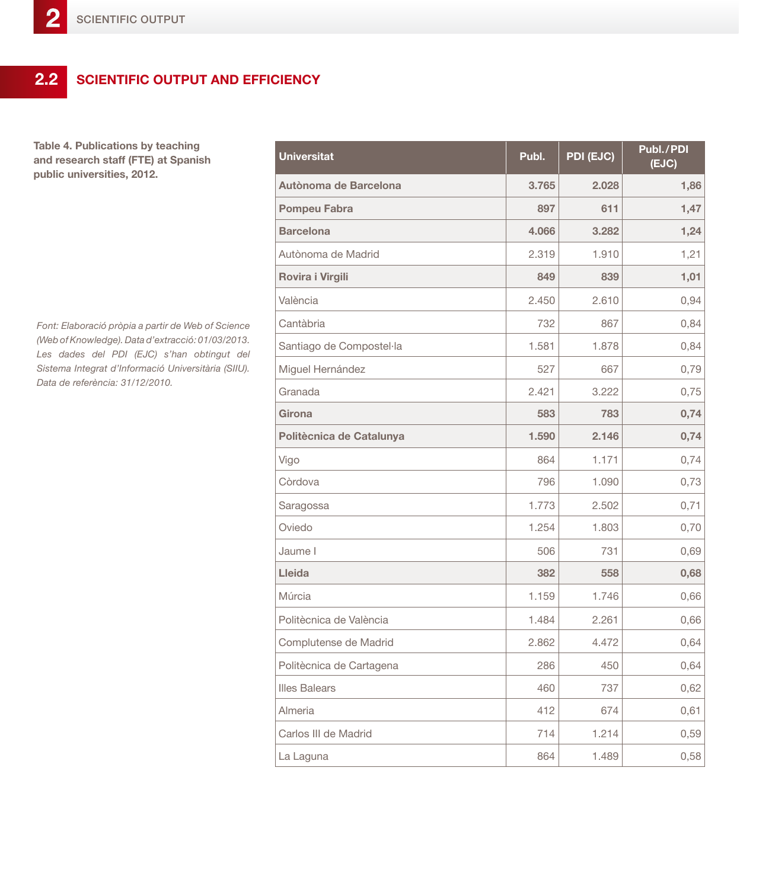## 2.2 SCIENTIFIC OUTPUT AND EFFICIENCY

**Table 4. Publications by teaching and research staff (FTE) at Spanish public universities, 2012.**

| Universitat | Publ. | PDI (EJC) | Publ./PDI (EJC) |
|---|---|---|---|
| **Autònoma de Barcelona** | **3.765** | **2.028** | **1,86** |
| **Pompeu Fabra** | **897** | **611** | **1,47** |
| **Barcelona** | **4.066** | **3.282** | **1,24** |
| Autònoma de Madrid | 2.319 | 1.910 | 1,21 |
| **Rovira i Virgili** | **849** | **839** | **1,01** |
| València | 2.450 | 2.610 | 0,94 |
| Cantàbria | 732 | 867 | 0,84 |
| Santiago de Compostel·la | 1.581 | 1.878 | 0,84 |
| Miguel Hernández | 527 | 667 | 0,79 |
| Granada | 2.421 | 3.222 | 0,75 |
| **Girona** | **583** | **783** | **0,74** |
| **Politècnica de Catalunya** | **1.590** | **2.146** | **0,74** |
| Vigo | 864 | 1.171 | 0,74 |
| Còrdova | 796 | 1.090 | 0,73 |
| Saragossa | 1.773 | 2.502 | 0,71 |
| Oviedo | 1.254 | 1.803 | 0,70 |
| Jaume I | 506 | 731 | 0,69 |
| **Lleida** | **382** | **558** | **0,68** |
| Múrcia | 1.159 | 1.746 | 0,66 |
| Politècnica de València | 1.484 | 2.261 | 0,66 |
| Complutense de Madrid | 2.862 | 4.472 | 0,64 |
| Politècnica de Cartagena | 286 | 450 | 0,64 |
| Illes Balears | 460 | 737 | 0,62 |
| Almeria | 412 | 674 | 0,61 |
| Carlos III de Madrid | 714 | 1.214 | 0,59 |
| La Laguna | 864 | 1.489 | 0,58 |

*Font: Elaboració pròpia a partir de Web of Science (Web of Knowledge). Data d'extracció: 01/03/2013. Les dades del PDI (EJC) s'han obtingut del Sistema Integrat d'Informació Universitària (SIIU). Data de referència: 31/12/2010.*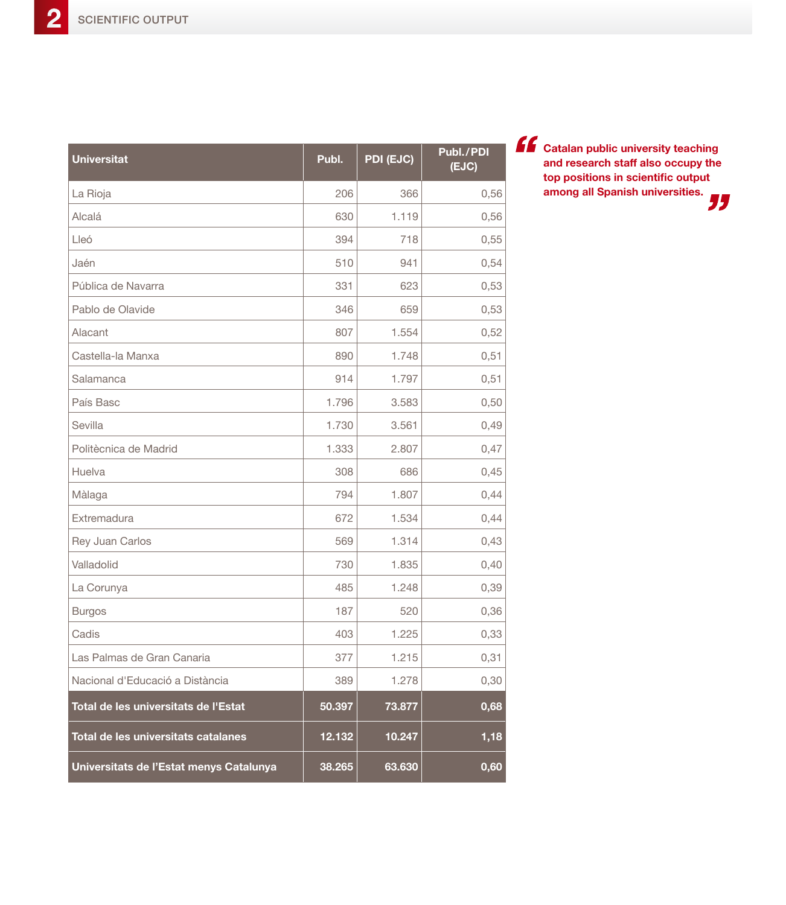| Universitat | Publ. | PDI (EJC) | Publ./PDI (EJC) |
|---|---|---|---|
| La Rioja | 206 | 366 | 0,56 |
| Alcalá | 630 | 1.119 | 0,56 |
| Lleó | 394 | 718 | 0,55 |
| Jaén | 510 | 941 | 0,54 |
| Pública de Navarra | 331 | 623 | 0,53 |
| Pablo de Olavide | 346 | 659 | 0,53 |
| Alacant | 807 | 1.554 | 0,52 |
| Castella-la Manxa | 890 | 1.748 | 0,51 |
| Salamanca | 914 | 1.797 | 0,51 |
| País Basc | 1.796 | 3.583 | 0,50 |
| Sevilla | 1.730 | 3.561 | 0,49 |
| Politècnica de Madrid | 1.333 | 2.807 | 0,47 |
| Huelva | 308 | 686 | 0,45 |
| Màlaga | 794 | 1.807 | 0,44 |
| Extremadura | 672 | 1.534 | 0,44 |
| Rey Juan Carlos | 569 | 1.314 | 0,43 |
| Valladolid | 730 | 1.835 | 0,40 |
| La Corunya | 485 | 1.248 | 0,39 |
| Burgos | 187 | 520 | 0,36 |
| Cadis | 403 | 1.225 | 0,33 |
| Las Palmas de Gran Canaria | 377 | 1.215 | 0,31 |
| Nacional d'Educació a Distància | 389 | 1.278 | 0,30 |
| **Total de les universitats de l'Estat** | **50.397** | **73.877** | **0,68** |
| **Total de les universitats catalanes** | **12.132** | **10.247** | **1,18** |
| **Universitats de l'Estat menys Catalunya** | **38.265** | **63.630** | **0,60** |

> **"Catalan public university teaching and research staff also occupy the top positions in scientific output among all Spanish universities."**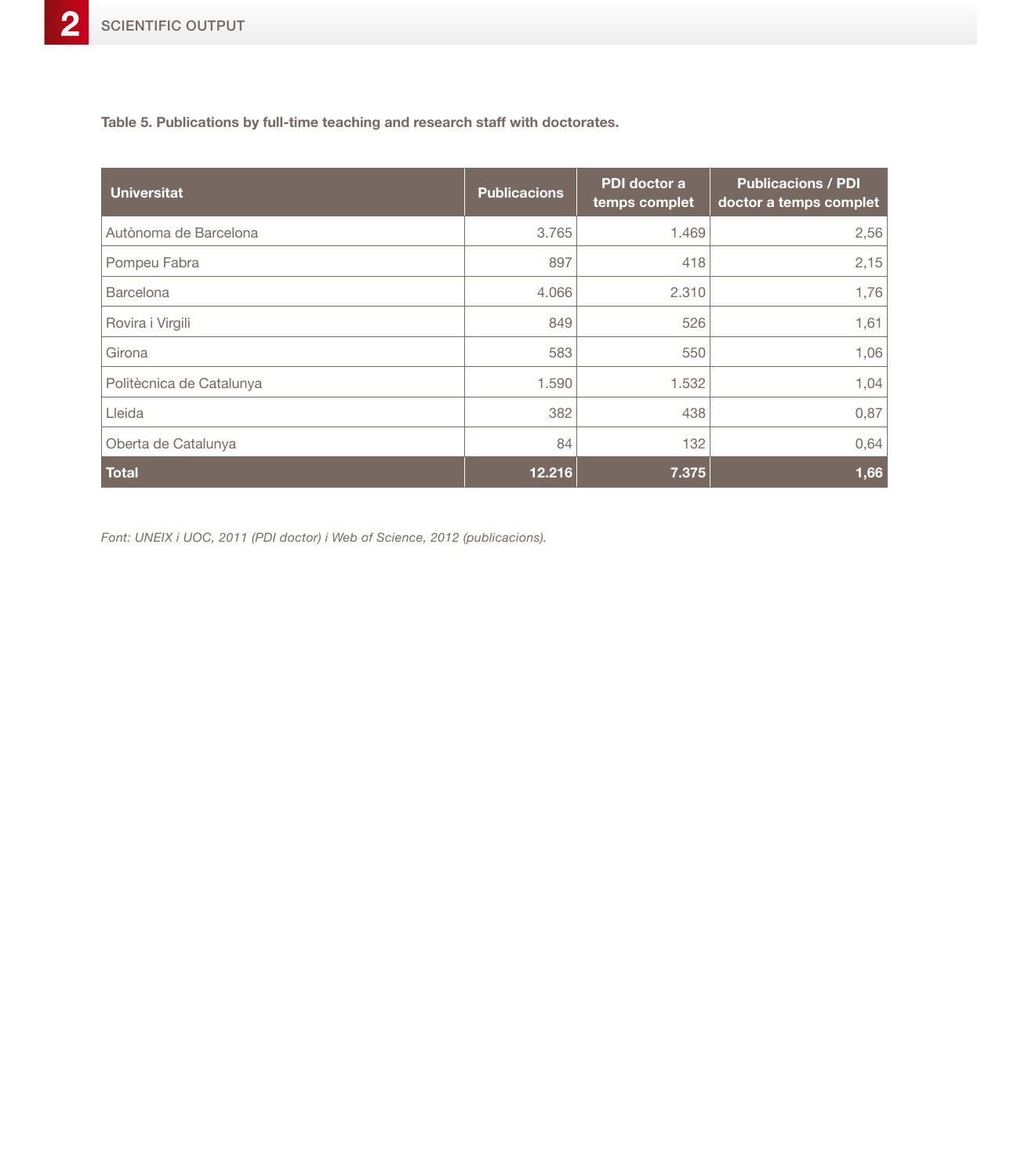**Table 5. Publications by full-time teaching and research staff with doctorates.**

| Universitat | Publicacions | PDI doctor a temps complet | Publicacions / PDI doctor a temps complet |
|---|---|---|---|
| Autònoma de Barcelona | 3.765 | 1.469 | 2,56 |
| Pompeu Fabra | 897 | 418 | 2,15 |
| Barcelona | 4.066 | 2.310 | 1,76 |
| Rovira i Virgili | 849 | 526 | 1,61 |
| Girona | 583 | 550 | 1,06 |
| Politècnica de Catalunya | 1.590 | 1.532 | 1,04 |
| Lleida | 382 | 438 | 0,87 |
| Oberta de Catalunya | 84 | 132 | 0,64 |
| **Total** | **12.216** | **7.375** | **1,66** |

*Font: UNEIX i UOC, 2011 (PDI doctor) i Web of Science, 2012 (publicacions).*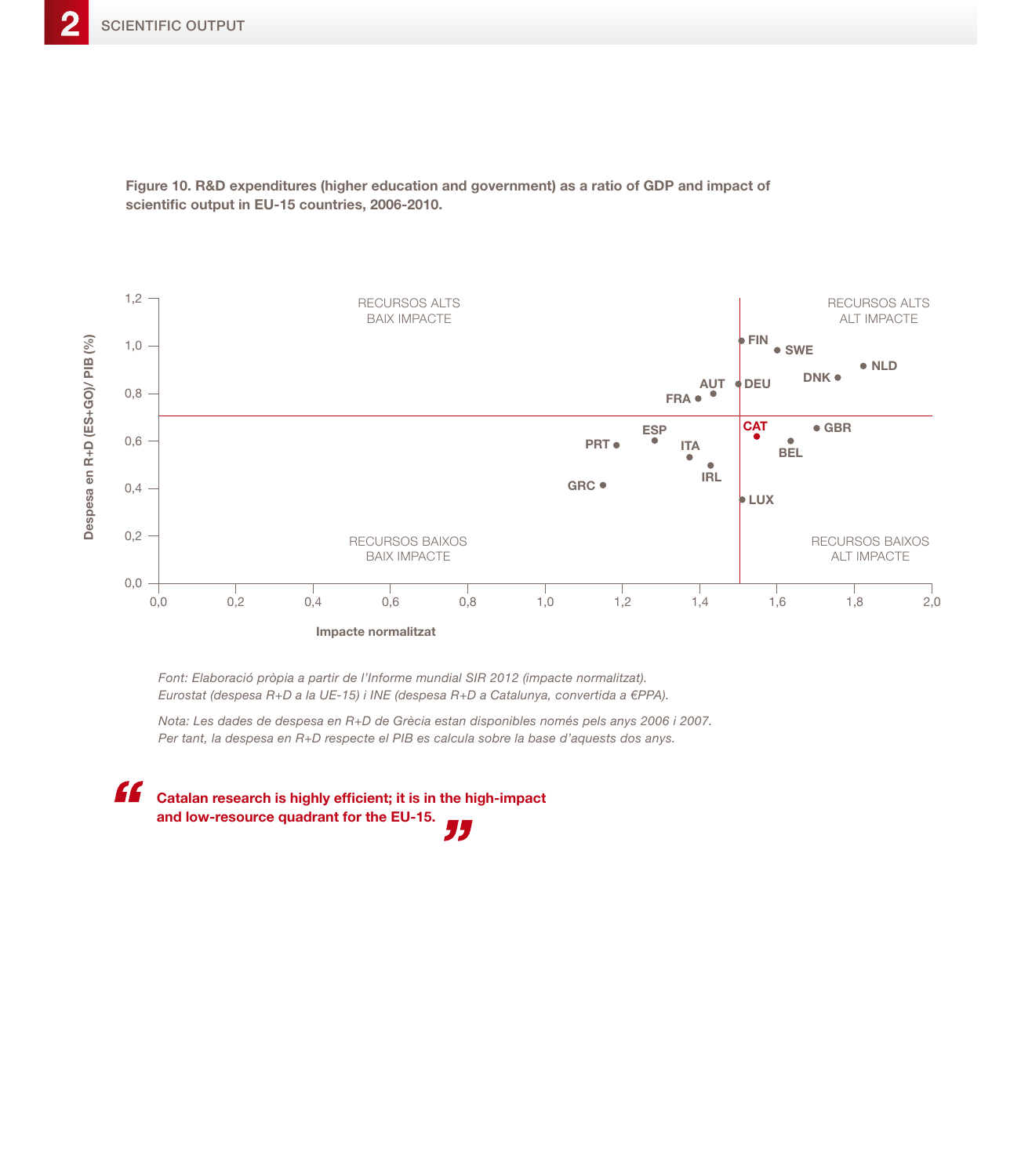**Figure 10. R&D expenditures (higher education and government) as a ratio of GDP and impact of scientific output in EU-15 countries, 2006-2010.**

*Font: Elaboració pròpia a partir de l'Informe mundial SIR 2012 (impacte normalitzat). Eurostat (despesa R+D a la UE-15) i INE (despesa R+D a Catalunya, convertida a €PPA).*

*Nota: Les dades de despesa en R+D de Grècia estan disponibles només pels anys 2006 i 2007. Per tant, la despesa en R+D respecte el PIB es calcula sobre la base d'aquests dos anys.*

> **Catalan research is highly efficient; it is in the high-impact and low-resource quadrant for the EU-15.**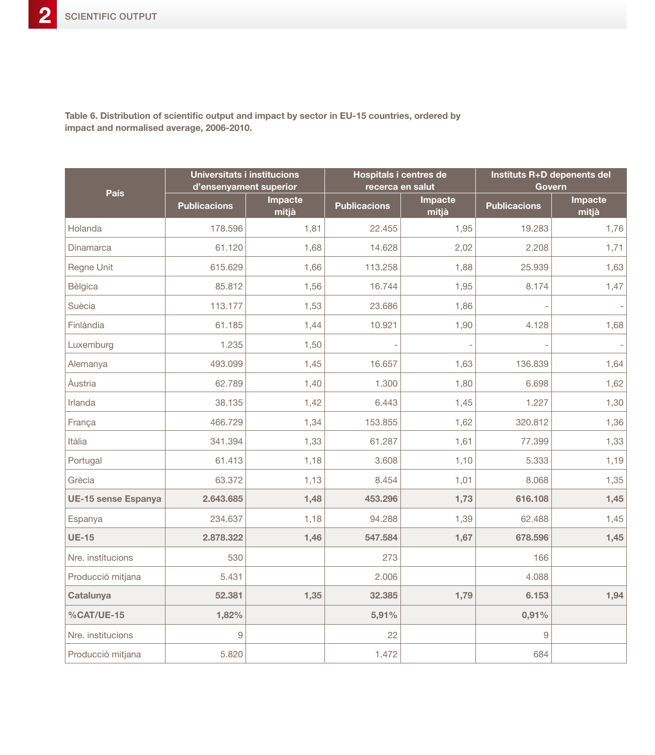**Table 6. Distribution of scientific output and impact by sector in EU-15 countries, ordered by impact and normalised average, 2006-2010.**

| País | Universitats i institucions d'ensenyament superior | | Hospitals i centres de recerca en salut | | Instituts R+D depenents del Govern | |
|---|---|---|---|---|---|---|
| | Publicacions | Impacte mitjà | Publicacions | Impacte mitjà | Publicacions | Impacte mitjà |
| Holanda | 178.596 | 1,81 | 22.455 | 1,95 | 19.283 | 1,76 |
| Dinamarca | 61.120 | 1,68 | 14.628 | 2,02 | 2.208 | 1,71 |
| Regne Unit | 615.629 | 1,66 | 113.258 | 1,88 | 25.939 | 1,63 |
| Bèlgica | 85.812 | 1,56 | 16.744 | 1,95 | 8.174 | 1,47 |
| Suècia | 113.177 | 1,53 | 23.686 | 1,86 | - | - |
| Finlàndia | 61.185 | 1,44 | 10.921 | 1,90 | 4.128 | 1,68 |
| Luxemburg | 1.235 | 1,50 | - | - | - | - |
| Alemanya | 493.099 | 1,45 | 16.657 | 1,63 | 136.839 | 1,64 |
| Àustria | 62.789 | 1,40 | 1.300 | 1,80 | 6.698 | 1,62 |
| Irlanda | 38.135 | 1,42 | 6.443 | 1,45 | 1.227 | 1,30 |
| França | 466.729 | 1,34 | 153.855 | 1,62 | 320.812 | 1,36 |
| Itàlia | 341.394 | 1,33 | 61.287 | 1,61 | 77.399 | 1,33 |
| Portugal | 61.413 | 1,18 | 3.608 | 1,10 | 5.333 | 1,19 |
| Grècia | 63.372 | 1,13 | 8.454 | 1,01 | 8.068 | 1,35 |
| **UE-15 sense Espanya** | **2.643.685** | **1,48** | **453.296** | **1,73** | **616.108** | **1,45** |
| Espanya | 234.637 | 1,18 | 94.288 | 1,39 | 62.488 | 1,45 |
| **UE-15** | **2.878.322** | **1,46** | **547.584** | **1,67** | **678.596** | **1,45** |
| Nre. institucions | 530 | | 273 | | 166 | |
| Producció mitjana | 5.431 | | 2.006 | | 4.088 | |
| **Catalunya** | **52.381** | **1,35** | **32.385** | **1,79** | **6.153** | **1,94** |
| **%CAT/UE-15** | **1,82%** | | **5,91%** | | **0,91%** | |
| Nre. institucions | 9 | | 22 | | 9 | |
| Producció mitjana | 5.820 | | 1.472 | | 684 | |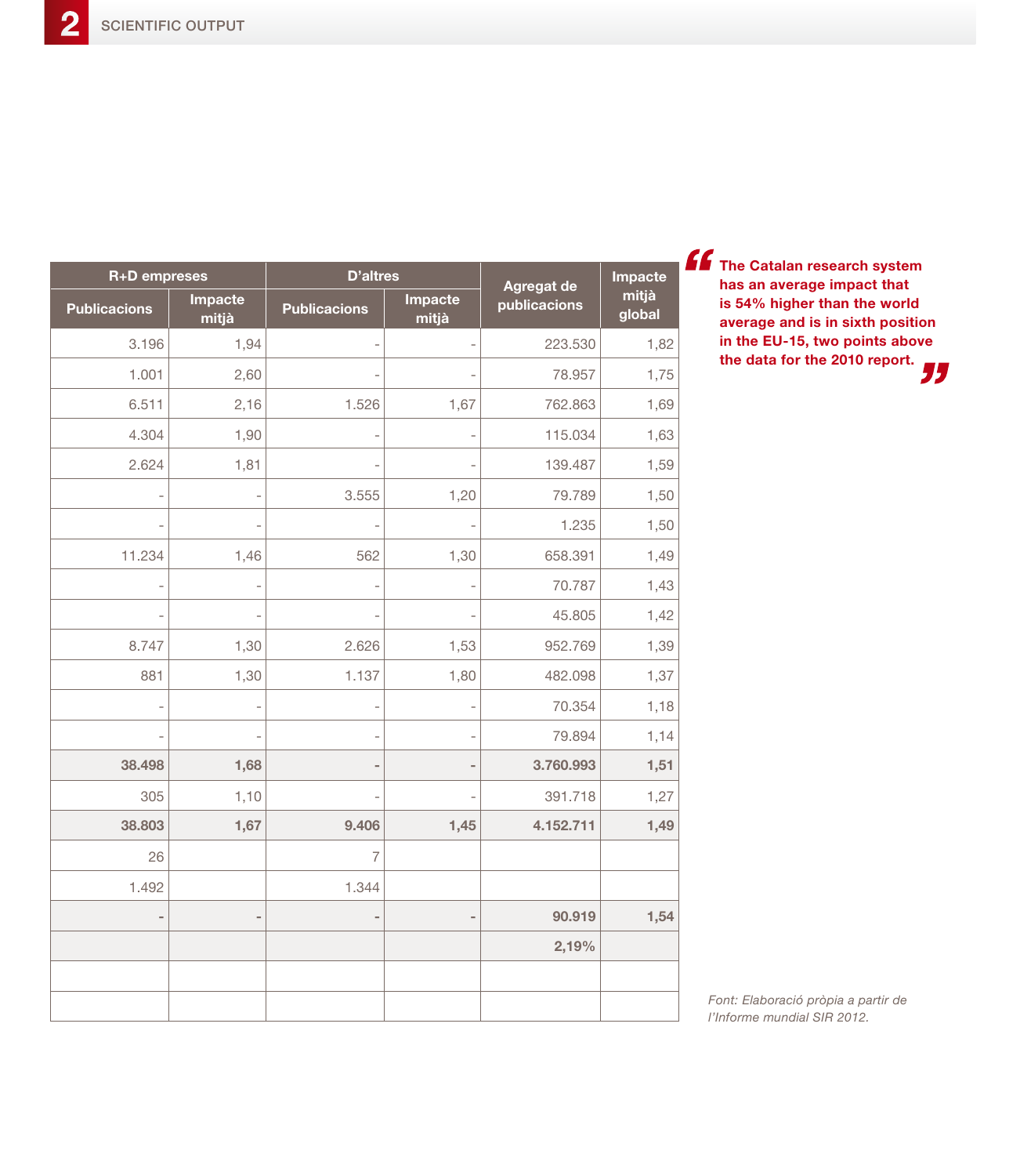| R+D empreses | | D'altres | | Agregat de publicacions | Impacte mitjà global |
|---|---|---|---|---|---|
| Publicacions | Impacte mitjà | Publicacions | Impacte mitjà | | |
| 3.196 | 1,94 | - | - | 223.530 | 1,82 |
| 1.001 | 2,60 | - | - | 78.957 | 1,75 |
| 6.511 | 2,16 | 1.526 | 1,67 | 762.863 | 1,69 |
| 4.304 | 1,90 | - | - | 115.034 | 1,63 |
| 2.624 | 1,81 | - | - | 139.487 | 1,59 |
| - | - | 3.555 | 1,20 | 79.789 | 1,50 |
| - | - | - | - | 1.235 | 1,50 |
| 11.234 | 1,46 | 562 | 1,30 | 658.391 | 1,49 |
| - | - | - | - | 70.787 | 1,43 |
| - | - | - | - | 45.805 | 1,42 |
| 8.747 | 1,30 | 2.626 | 1,53 | 952.769 | 1,39 |
| 881 | 1,30 | 1.137 | 1,80 | 482.098 | 1,37 |
| - | - | - | - | 70.354 | 1,18 |
| - | - | - | - | 79.894 | 1,14 |
| **38.498** | **1,68** | **-** | **-** | **3.760.993** | **1,51** |
| 305 | 1,10 | - | - | 391.718 | 1,27 |
| **38.803** | **1,67** | **9.406** | **1,45** | **4.152.711** | **1,49** |
| 26 | | 7 | | | |
| 1.492 | | 1.344 | | | |
| **-** | **-** | **-** | **-** | **90.919** | **1,54** |
| | | | | **2,19%** | |
| | | | | | |
| | | | | | |

**"The Catalan research system has an average impact that is 54% higher than the world average and is in sixth position in the EU-15, two points above the data for the 2010 report."**

*Font: Elaboració pròpia a partir de l'Informe mundial SIR 2012.*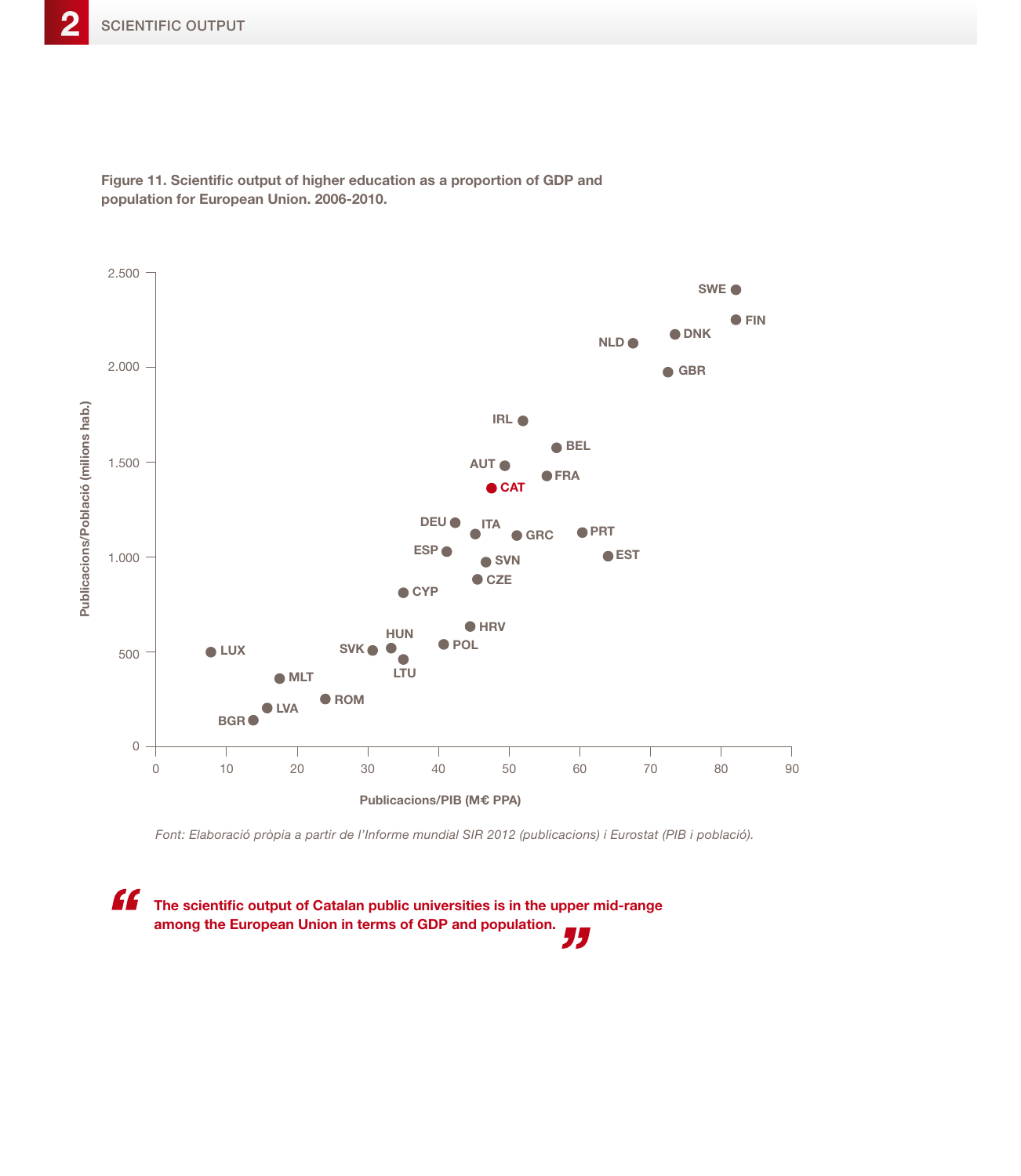**Figure 11. Scientific output of higher education as a proportion of GDP and population for European Union. 2006-2010.**

*Font: Elaboració pròpia a partir de l'Informe mundial SIR 2012 (publicacions) i Eurostat (PIB i població).*

> **The scientific output of Catalan public universities is in the upper mid-range among the European Union in terms of GDP and population.**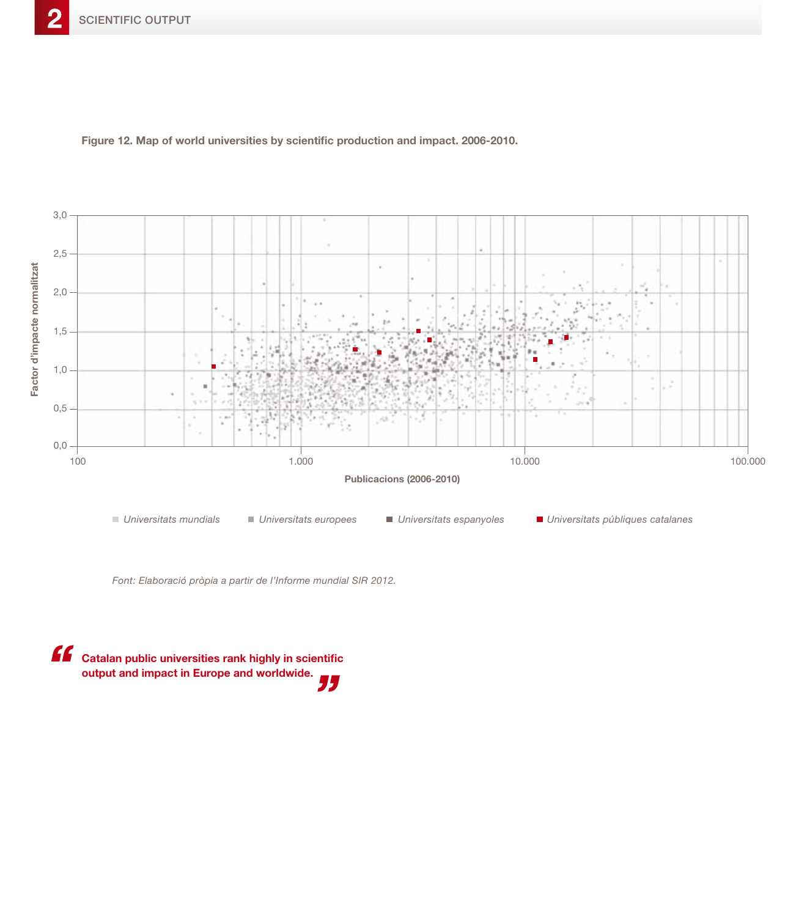**Figure 12. Map of world universities by scientific production and impact. 2006-2010.**

Factor d'impacte normalitzat

3,0
2,5
2,0
1,5
1,0
0,5
0,0

100
1.000
10.000
100.000

Publicacions (2006-2010)

*Universitats mundials* *Universitats europees* *Universitats espanyoles* *Universitats públiques catalanes*

*Font: Elaboració pròpia a partir de l'Informe mundial SIR 2012.*

> **Catalan public universities rank highly in scientific output and impact in Europe and worldwide.**